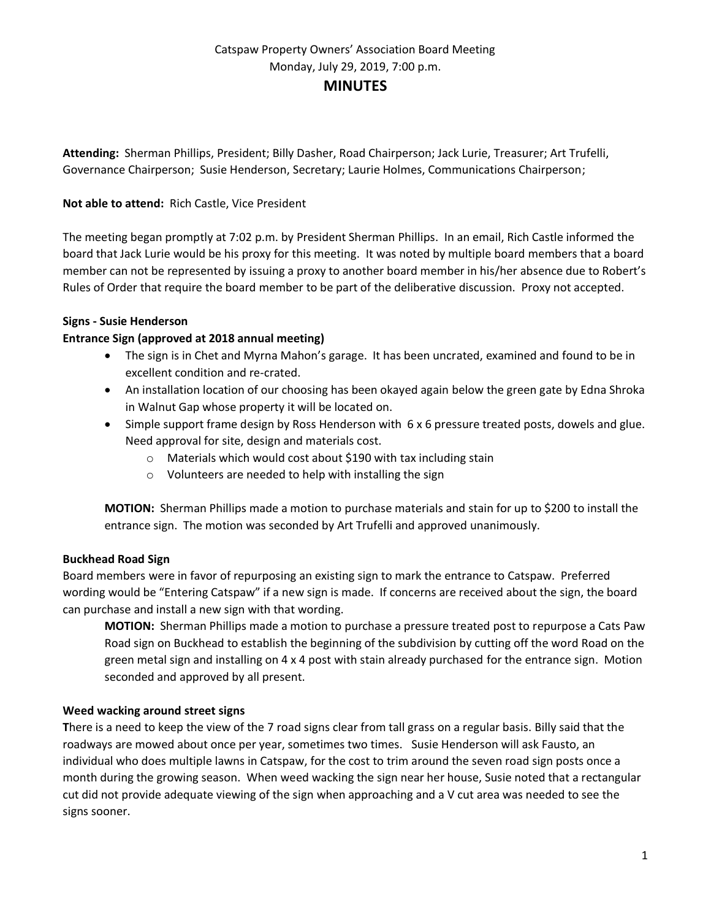Catspaw Property Owners' Association Board Meeting

Monday, July 29, 2019, 7:00 p.m.

# MINUTES

**Attending:** Sherman Phillips, President; Billy Dasher, Road Chairperson; Jack Lurie, Treasurer; Art Trufelli, Governance Chairperson; Susie Henderson, Secretary; Laurie Holmes, Communications Chairperson;

**Not able to attend:** Rich Castle, Vice President

The meeting began promptly at 7:02 p.m. by President Sherman Phillips. In an email, Rich Castle informed the board that Jack Lurie would be his proxy for this meeting. It was noted by multiple board members that a board member can not be represented by issuing a proxy to another board member in his/her absence due to Robert's Rules of Order that require the board member to be part of the deliberative discussion. Proxy not accepted.

**Signs - Susie Henderson**

**Entrance Sign (approved at 2018 annual meeting)**

- The sign is in Chet and Myrna Mahon's garage. It has been uncrated, examined and found to be in excellent condition and re-crated.
- An installation location of our choosing has been okayed again below the green gate by Edna Shroka in Walnut Gap whose property it will be located on.
- Simple support frame design by Ross Henderson with 6 x 6 pressure treated posts, dowels and glue. Need approval for site, design and materials cost.
  - Materials which would cost about $190 with tax including stain
  - Volunteers are needed to help with installing the sign

**MOTION:** Sherman Phillips made a motion to purchase materials and stain for up to $200 to install the entrance sign. The motion was seconded by Art Trufelli and approved unanimously.

**Buckhead Road Sign**

Board members were in favor of repurposing an existing sign to mark the entrance to Catspaw. Preferred wording would be "Entering Catspaw" if a new sign is made. If concerns are received about the sign, the board can purchase and install a new sign with that wording.

**MOTION:** Sherman Phillips made a motion to purchase a pressure treated post to repurpose a Cats Paw Road sign on Buckhead to establish the beginning of the subdivision by cutting off the word Road on the green metal sign and installing on 4 x 4 post with stain already purchased for the entrance sign. Motion seconded and approved by all present.

**Weed wacking around street signs**

**T**here is a need to keep the view of the 7 road signs clear from tall grass on a regular basis. Billy said that the roadways are mowed about once per year, sometimes two times. Susie Henderson will ask Fausto, an individual who does multiple lawns in Catspaw, for the cost to trim around the seven road sign posts once a month during the growing season. When weed wacking the sign near her house, Susie noted that a rectangular cut did not provide adequate viewing of the sign when approaching and a V cut area was needed to see the signs sooner.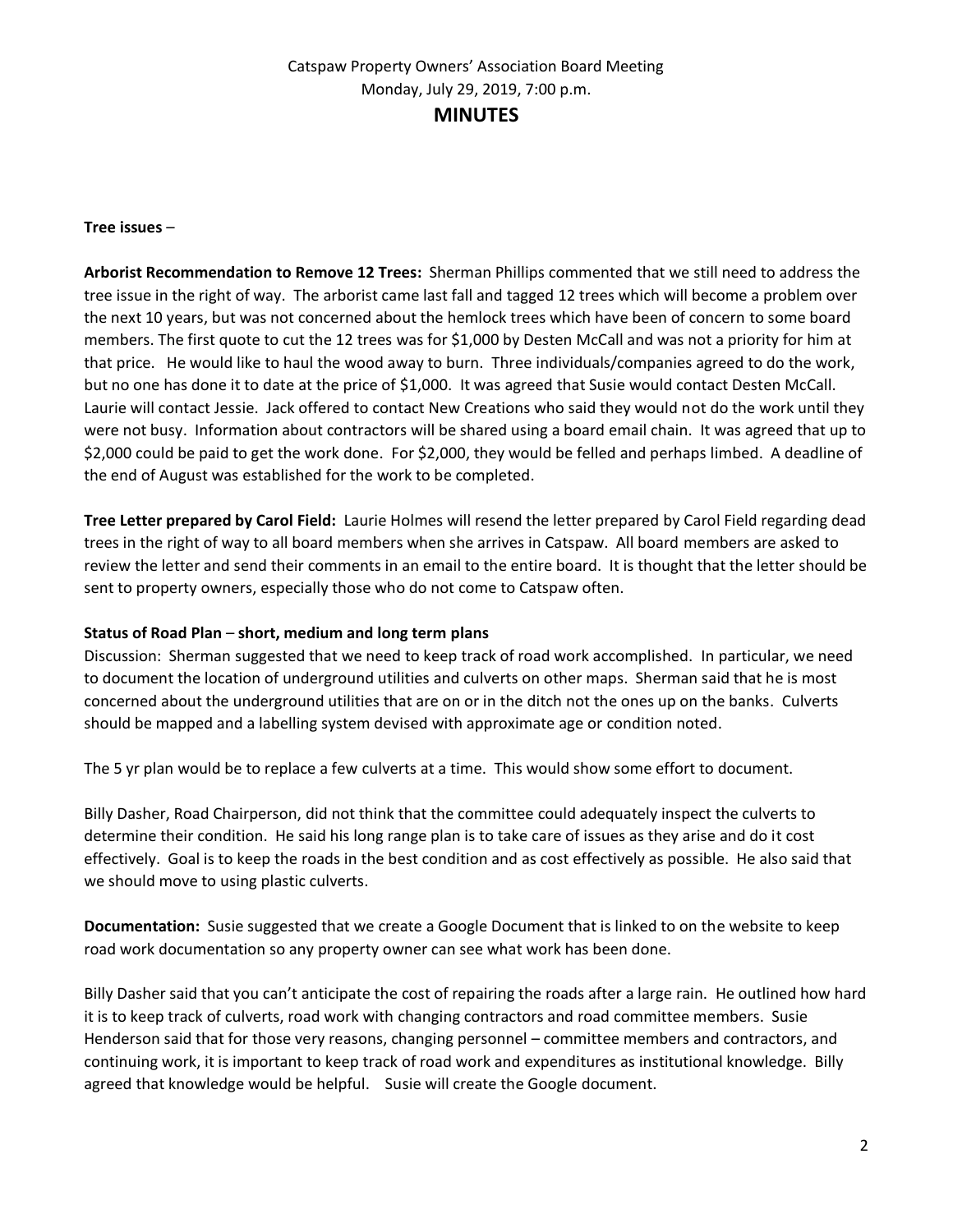Catspaw Property Owners' Association Board Meeting
Monday, July 29, 2019, 7:00 p.m.

## MINUTES

**Tree issues** –

**Arborist Recommendation to Remove 12 Trees:** Sherman Phillips commented that we still need to address the tree issue in the right of way. The arborist came last fall and tagged 12 trees which will become a problem over the next 10 years, but was not concerned about the hemlock trees which have been of concern to some board members. The first quote to cut the 12 trees was for $1,000 by Desten McCall and was not a priority for him at that price. He would like to haul the wood away to burn. Three individuals/companies agreed to do the work, but no one has done it to date at the price of $1,000. It was agreed that Susie would contact Desten McCall. Laurie will contact Jessie. Jack offered to contact New Creations who said they would not do the work until they were not busy. Information about contractors will be shared using a board email chain. It was agreed that up to $2,000 could be paid to get the work done. For $2,000, they would be felled and perhaps limbed. A deadline of the end of August was established for the work to be completed.

**Tree Letter prepared by Carol Field:** Laurie Holmes will resend the letter prepared by Carol Field regarding dead trees in the right of way to all board members when she arrives in Catspaw. All board members are asked to review the letter and send their comments in an email to the entire board. It is thought that the letter should be sent to property owners, especially those who do not come to Catspaw often.

**Status of Road Plan – short, medium and long term plans**

Discussion: Sherman suggested that we need to keep track of road work accomplished. In particular, we need to document the location of underground utilities and culverts on other maps. Sherman said that he is most concerned about the underground utilities that are on or in the ditch not the ones up on the banks. Culverts should be mapped and a labelling system devised with approximate age or condition noted.

The 5 yr plan would be to replace a few culverts at a time. This would show some effort to document.

Billy Dasher, Road Chairperson, did not think that the committee could adequately inspect the culverts to determine their condition. He said his long range plan is to take care of issues as they arise and do it cost effectively. Goal is to keep the roads in the best condition and as cost effectively as possible. He also said that we should move to using plastic culverts.

**Documentation:** Susie suggested that we create a Google Document that is linked to on the website to keep road work documentation so any property owner can see what work has been done.

Billy Dasher said that you can't anticipate the cost of repairing the roads after a large rain. He outlined how hard it is to keep track of culverts, road work with changing contractors and road committee members. Susie Henderson said that for those very reasons, changing personnel – committee members and contractors, and continuing work, it is important to keep track of road work and expenditures as institutional knowledge. Billy agreed that knowledge would be helpful. Susie will create the Google document.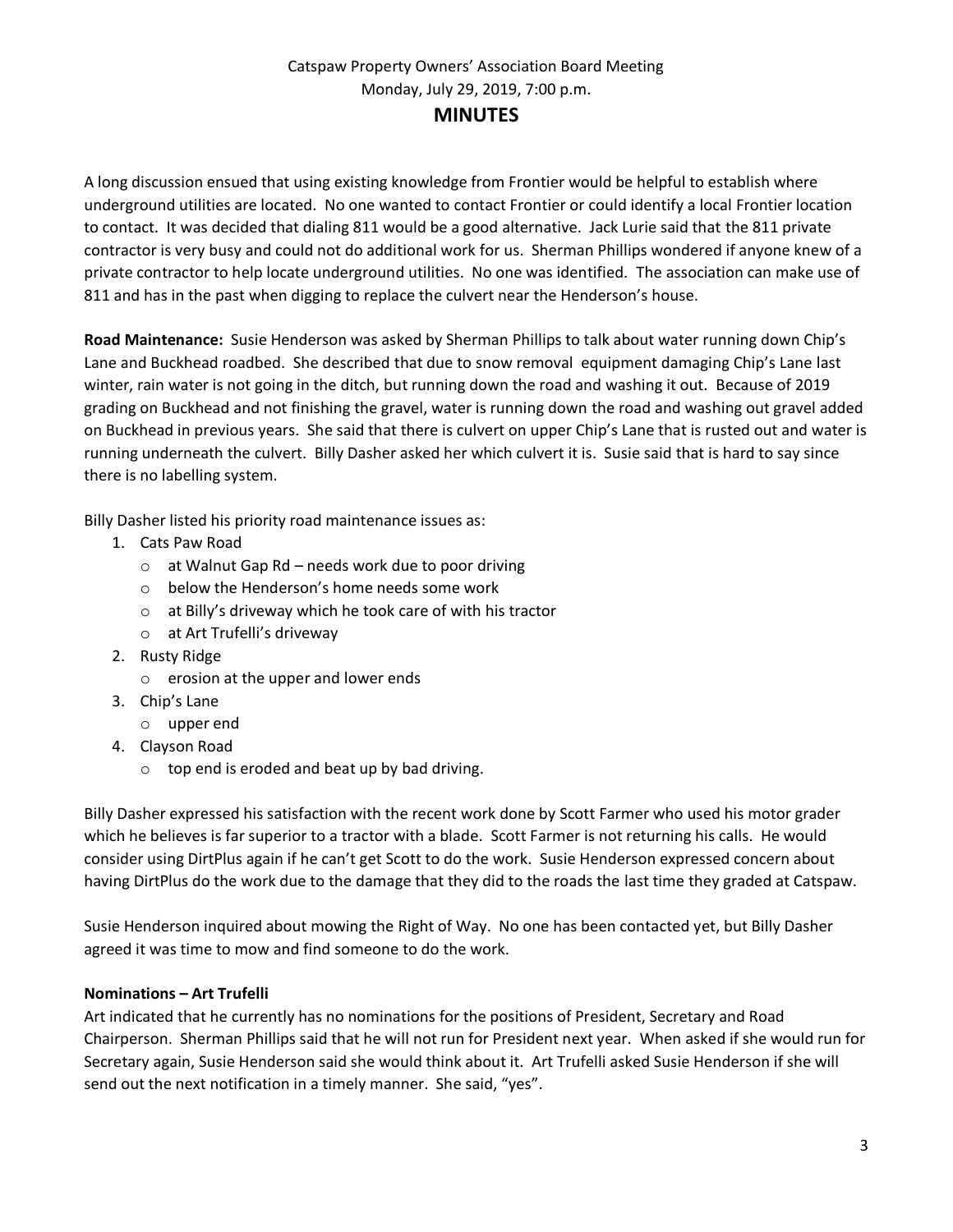Catspaw Property Owners' Association Board Meeting
Monday, July 29, 2019, 7:00 p.m.

# MINUTES

A long discussion ensued that using existing knowledge from Frontier would be helpful to establish where underground utilities are located. No one wanted to contact Frontier or could identify a local Frontier location to contact. It was decided that dialing 811 would be a good alternative. Jack Lurie said that the 811 private contractor is very busy and could not do additional work for us. Sherman Phillips wondered if anyone knew of a private contractor to help locate underground utilities. No one was identified. The association can make use of 811 and has in the past when digging to replace the culvert near the Henderson's house.

**Road Maintenance:** Susie Henderson was asked by Sherman Phillips to talk about water running down Chip's Lane and Buckhead roadbed. She described that due to snow removal equipment damaging Chip's Lane last winter, rain water is not going in the ditch, but running down the road and washing it out. Because of 2019 grading on Buckhead and not finishing the gravel, water is running down the road and washing out gravel added on Buckhead in previous years. She said that there is culvert on upper Chip's Lane that is rusted out and water is running underneath the culvert. Billy Dasher asked her which culvert it is. Susie said that is hard to say since there is no labelling system.

Billy Dasher listed his priority road maintenance issues as:

1. Cats Paw Road
   - at Walnut Gap Rd – needs work due to poor driving
   - below the Henderson's home needs some work
   - at Billy's driveway which he took care of with his tractor
   - at Art Trufelli's driveway
2. Rusty Ridge
   - erosion at the upper and lower ends
3. Chip's Lane
   - upper end
4. Clayson Road
   - top end is eroded and beat up by bad driving.

Billy Dasher expressed his satisfaction with the recent work done by Scott Farmer who used his motor grader which he believes is far superior to a tractor with a blade. Scott Farmer is not returning his calls. He would consider using DirtPlus again if he can't get Scott to do the work. Susie Henderson expressed concern about having DirtPlus do the work due to the damage that they did to the roads the last time they graded at Catspaw.

Susie Henderson inquired about mowing the Right of Way. No one has been contacted yet, but Billy Dasher agreed it was time to mow and find someone to do the work.

**Nominations – Art Trufelli**

Art indicated that he currently has no nominations for the positions of President, Secretary and Road Chairperson. Sherman Phillips said that he will not run for President next year. When asked if she would run for Secretary again, Susie Henderson said she would think about it. Art Trufelli asked Susie Henderson if she will send out the next notification in a timely manner. She said, "yes".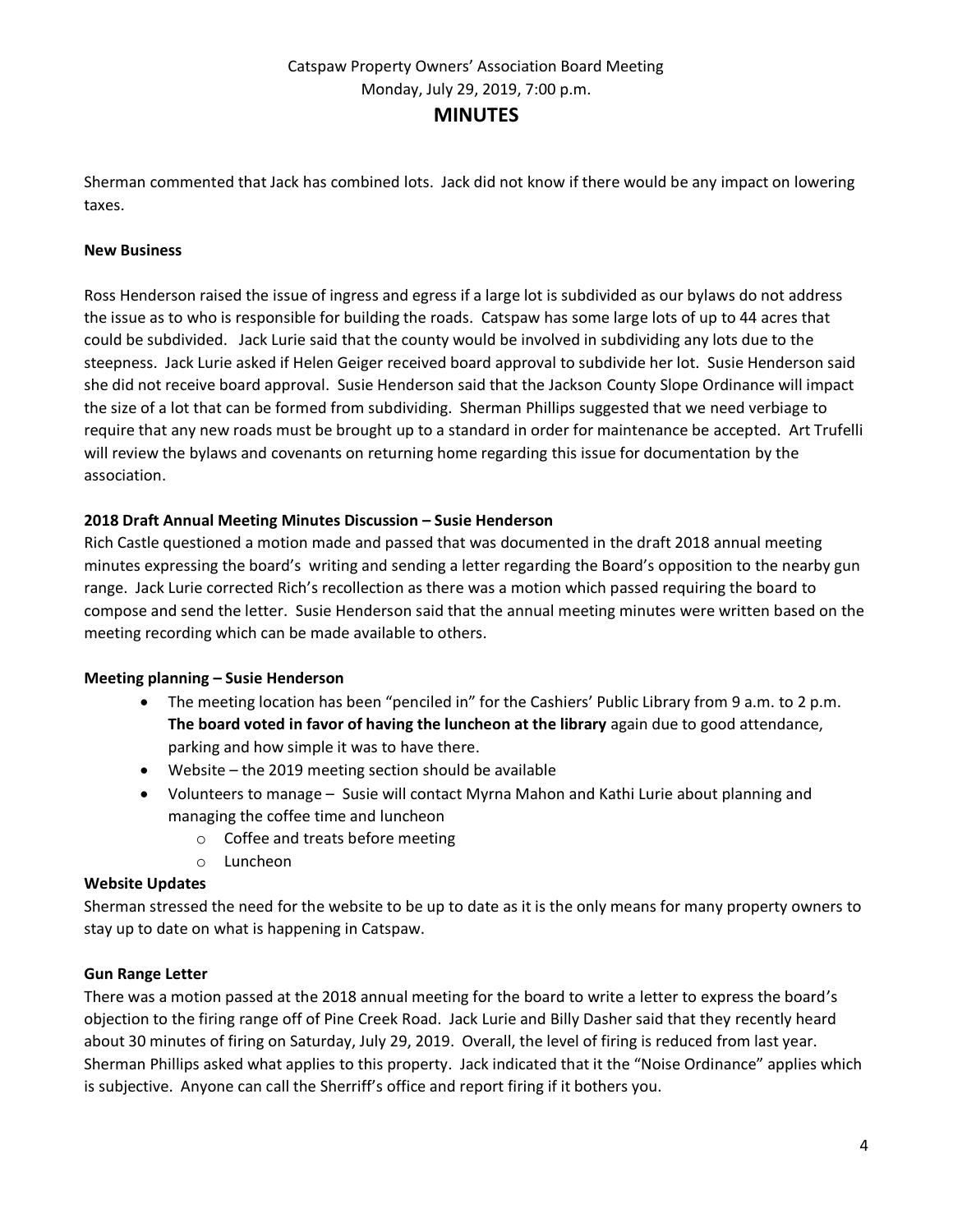Sherman commented that Jack has combined lots. Jack did not know if there would be any impact on lowering taxes.

**New Business**

Ross Henderson raised the issue of ingress and egress if a large lot is subdivided as our bylaws do not address the issue as to who is responsible for building the roads. Catspaw has some large lots of up to 44 acres that could be subdivided. Jack Lurie said that the county would be involved in subdividing any lots due to the steepness. Jack Lurie asked if Helen Geiger received board approval to subdivide her lot. Susie Henderson said she did not receive board approval. Susie Henderson said that the Jackson County Slope Ordinance will impact the size of a lot that can be formed from subdividing. Sherman Phillips suggested that we need verbiage to require that any new roads must be brought up to a standard in order for maintenance be accepted. Art Trufelli will review the bylaws and covenants on returning home regarding this issue for documentation by the association.

**2018 Draft Annual Meeting Minutes Discussion – Susie Henderson**

Rich Castle questioned a motion made and passed that was documented in the draft 2018 annual meeting minutes expressing the board's writing and sending a letter regarding the Board's opposition to the nearby gun range. Jack Lurie corrected Rich's recollection as there was a motion which passed requiring the board to compose and send the letter. Susie Henderson said that the annual meeting minutes were written based on the meeting recording which can be made available to others.

**Meeting planning – Susie Henderson**

- The meeting location has been "penciled in" for the Cashiers' Public Library from 9 a.m. to 2 p.m. **The board voted in favor of having the luncheon at the library** again due to good attendance, parking and how simple it was to have there.
- Website – the 2019 meeting section should be available
- Volunteers to manage – Susie will contact Myrna Mahon and Kathi Lurie about planning and managing the coffee time and luncheon
  - Coffee and treats before meeting
  - Luncheon

**Website Updates**

Sherman stressed the need for the website to be up to date as it is the only means for many property owners to stay up to date on what is happening in Catspaw.

**Gun Range Letter**

There was a motion passed at the 2018 annual meeting for the board to write a letter to express the board's objection to the firing range off of Pine Creek Road. Jack Lurie and Billy Dasher said that they recently heard about 30 minutes of firing on Saturday, July 29, 2019. Overall, the level of firing is reduced from last year. Sherman Phillips asked what applies to this property. Jack indicated that it the "Noise Ordinance" applies which is subjective. Anyone can call the Sherriff's office and report firing if it bothers you.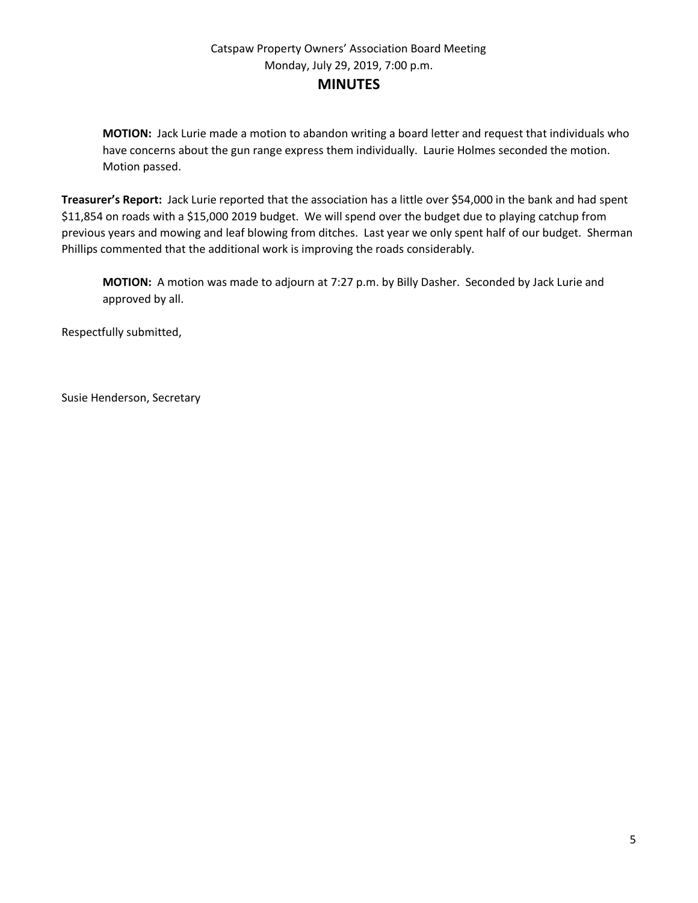**MOTION:** Jack Lurie made a motion to abandon writing a board letter and request that individuals who have concerns about the gun range express them individually. Laurie Holmes seconded the motion. Motion passed.

**Treasurer's Report:** Jack Lurie reported that the association has a little over $54,000 in the bank and had spent $11,854 on roads with a $15,000 2019 budget. We will spend over the budget due to playing catchup from previous years and mowing and leaf blowing from ditches. Last year we only spent half of our budget. Sherman Phillips commented that the additional work is improving the roads considerably.

**MOTION:** A motion was made to adjourn at 7:27 p.m. by Billy Dasher. Seconded by Jack Lurie and approved by all.

Respectfully submitted,

Susie Henderson, Secretary